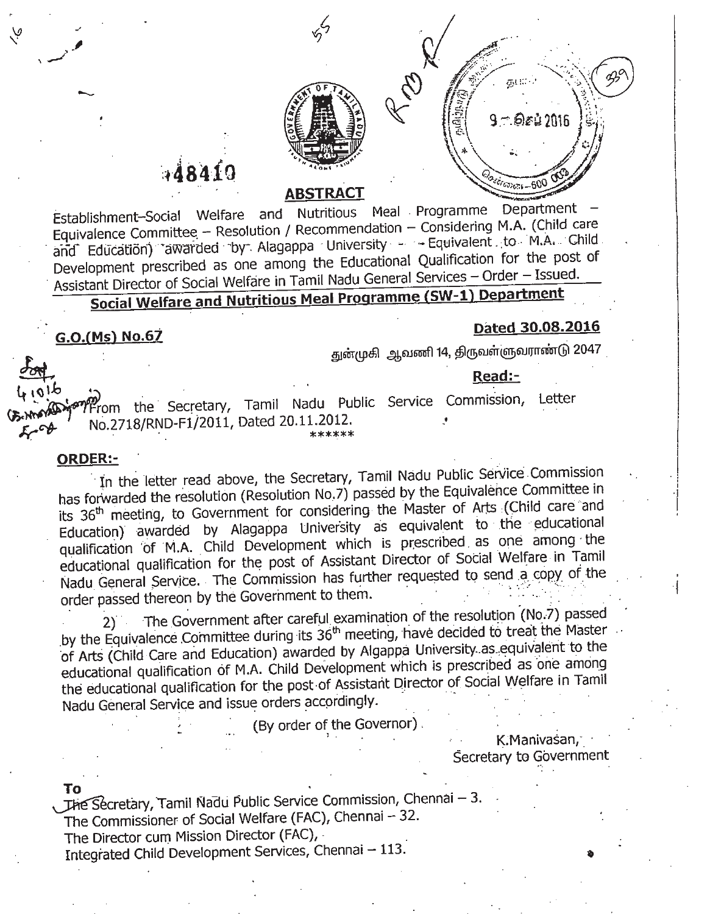## ABSTRACT

Establishment–Social Welfare and Nutritious Meal Programme Department – Equivalence Committee – Resolution / Recommendation – Considering M.A. (Child care and Education) awarded by Alagappa University – Equivalent to M.A. Child Development prescribed as one among the Educational Qualification for the post of Assistant Director of Social Welfare in Tamil Nadu General Services – Order – Issued.

### Social Welfare and Nutritious Meal Programme (SW-1) Department

**G.O.(Ms) No.67** **Dated 30.08.2016**

துன்முகி ஆவணி 14, திருவள்ளுவராண்டு 2047

**Read:-**

From the Secretary, Tamil Nadu Public Service Commission, Letter No.2718/RND-F1/2011, Dated 20.11.2012.

\*\*\*\*\*\*

**ORDER:-**

In the letter read above, the Secretary, Tamil Nadu Public Service Commission has forwarded the resolution (Resolution No.7) passed by the Equivalence Committee in its 36th meeting, to Government for considering the Master of Arts (Child care and Education) awarded by Alagappa University as equivalent to the educational qualification of M.A. Child Development which is prescribed as one among the educational qualification for the post of Assistant Director of Social Welfare in Tamil Nadu General Service. The Commission has further requested to send a copy of the order passed thereon by the Government to them.

2) The Government after careful examination of the resolution (No.7) passed by the Equivalence Committee during its 36th meeting, have decided to treat the Master of Arts (Child Care and Education) awarded by Algappa University as equivalent to the educational qualification of M.A. Child Development which is prescribed as one among the educational qualification for the post of Assistant Director of Social Welfare in Tamil Nadu General Service and issue orders accordingly.

(By order of the Governor)

K.Manivasan,
Secretary to Government

**To**

The Secretary, Tamil Nadu Public Service Commission, Chennai – 3.
The Commissioner of Social Welfare (FAC), Chennai – 32.
The Director cum Mission Director (FAC),
Integrated Child Development Services, Chennai – 113.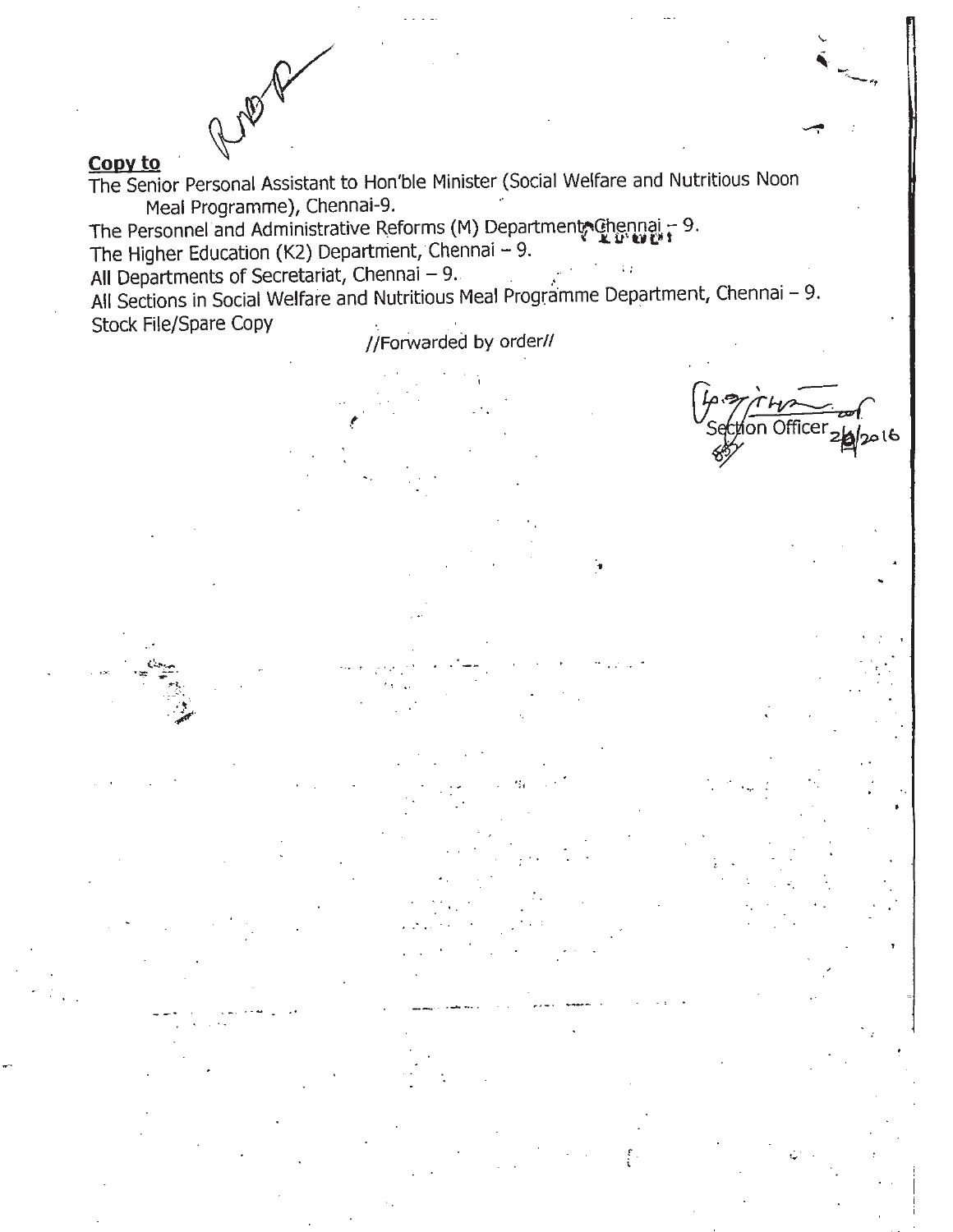**Copy to**

The Senior Personal Assistant to Hon'ble Minister (Social Welfare and Nutritious Noon Meal Programme), Chennai-9.
The Personnel and Administrative Reforms (M) Department, Chennai – 9.
The Higher Education (K2) Department, Chennai – 9.
All Departments of Secretariat, Chennai – 9.
All Sections in Social Welfare and Nutritious Meal Programme Department, Chennai – 9.
Stock File/Spare Copy

//Forwarded by order//

Section Officer